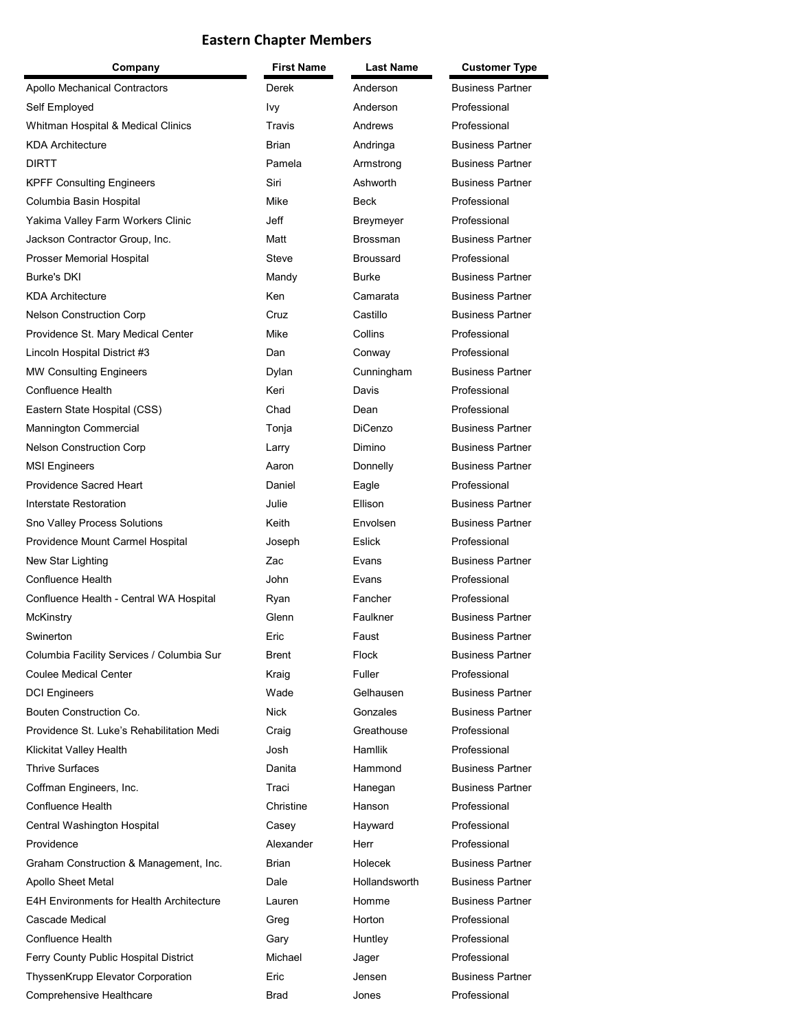# Eastern Chapter Members

| Company | First Name | Last Name | Customer Type |
|---|---|---|---|
| Apollo Mechanical Contractors | Derek | Anderson | Business Partner |
| Self Employed | Ivy | Anderson | Professional |
| Whitman Hospital & Medical Clinics | Travis | Andrews | Professional |
| KDA Architecture | Brian | Andringa | Business Partner |
| DIRTT | Pamela | Armstrong | Business Partner |
| KPFF Consulting Engineers | Siri | Ashworth | Business Partner |
| Columbia Basin Hospital | Mike | Beck | Professional |
| Yakima Valley Farm Workers Clinic | Jeff | Breymeyer | Professional |
| Jackson Contractor Group, Inc. | Matt | Brossman | Business Partner |
| Prosser Memorial Hospital | Steve | Broussard | Professional |
| Burke's DKI | Mandy | Burke | Business Partner |
| KDA Architecture | Ken | Camarata | Business Partner |
| Nelson Construction Corp | Cruz | Castillo | Business Partner |
| Providence St. Mary Medical Center | Mike | Collins | Professional |
| Lincoln Hospital District #3 | Dan | Conway | Professional |
| MW Consulting Engineers | Dylan | Cunningham | Business Partner |
| Confluence Health | Keri | Davis | Professional |
| Eastern State Hospital (CSS) | Chad | Dean | Professional |
| Mannington Commercial | Tonja | DiCenzo | Business Partner |
| Nelson Construction Corp | Larry | Dimino | Business Partner |
| MSI Engineers | Aaron | Donnelly | Business Partner |
| Providence Sacred Heart | Daniel | Eagle | Professional |
| Interstate Restoration | Julie | Ellison | Business Partner |
| Sno Valley Process Solutions | Keith | Envolsen | Business Partner |
| Providence Mount Carmel Hospital | Joseph | Eslick | Professional |
| New Star Lighting | Zac | Evans | Business Partner |
| Confluence Health | John | Evans | Professional |
| Confluence Health - Central WA Hospital | Ryan | Fancher | Professional |
| McKinstry | Glenn | Faulkner | Business Partner |
| Swinerton | Eric | Faust | Business Partner |
| Columbia Facility Services / Columbia Sur | Brent | Flock | Business Partner |
| Coulee Medical Center | Kraig | Fuller | Professional |
| DCI Engineers | Wade | Gelhausen | Business Partner |
| Bouten Construction Co. | Nick | Gonzales | Business Partner |
| Providence St. Luke's Rehabilitation Medi | Craig | Greathouse | Professional |
| Klickitat Valley Health | Josh | Hamllik | Professional |
| Thrive Surfaces | Danita | Hammond | Business Partner |
| Coffman Engineers, Inc. | Traci | Hanegan | Business Partner |
| Confluence Health | Christine | Hanson | Professional |
| Central Washington Hospital | Casey | Hayward | Professional |
| Providence | Alexander | Herr | Professional |
| Graham Construction & Management, Inc. | Brian | Holecek | Business Partner |
| Apollo Sheet Metal | Dale | Hollandsworth | Business Partner |
| E4H Environments for Health Architecture | Lauren | Homme | Business Partner |
| Cascade Medical | Greg | Horton | Professional |
| Confluence Health | Gary | Huntley | Professional |
| Ferry County Public Hospital District | Michael | Jager | Professional |
| ThyssenKrupp Elevator Corporation | Eric | Jensen | Business Partner |
| Comprehensive Healthcare | Brad | Jones | Professional |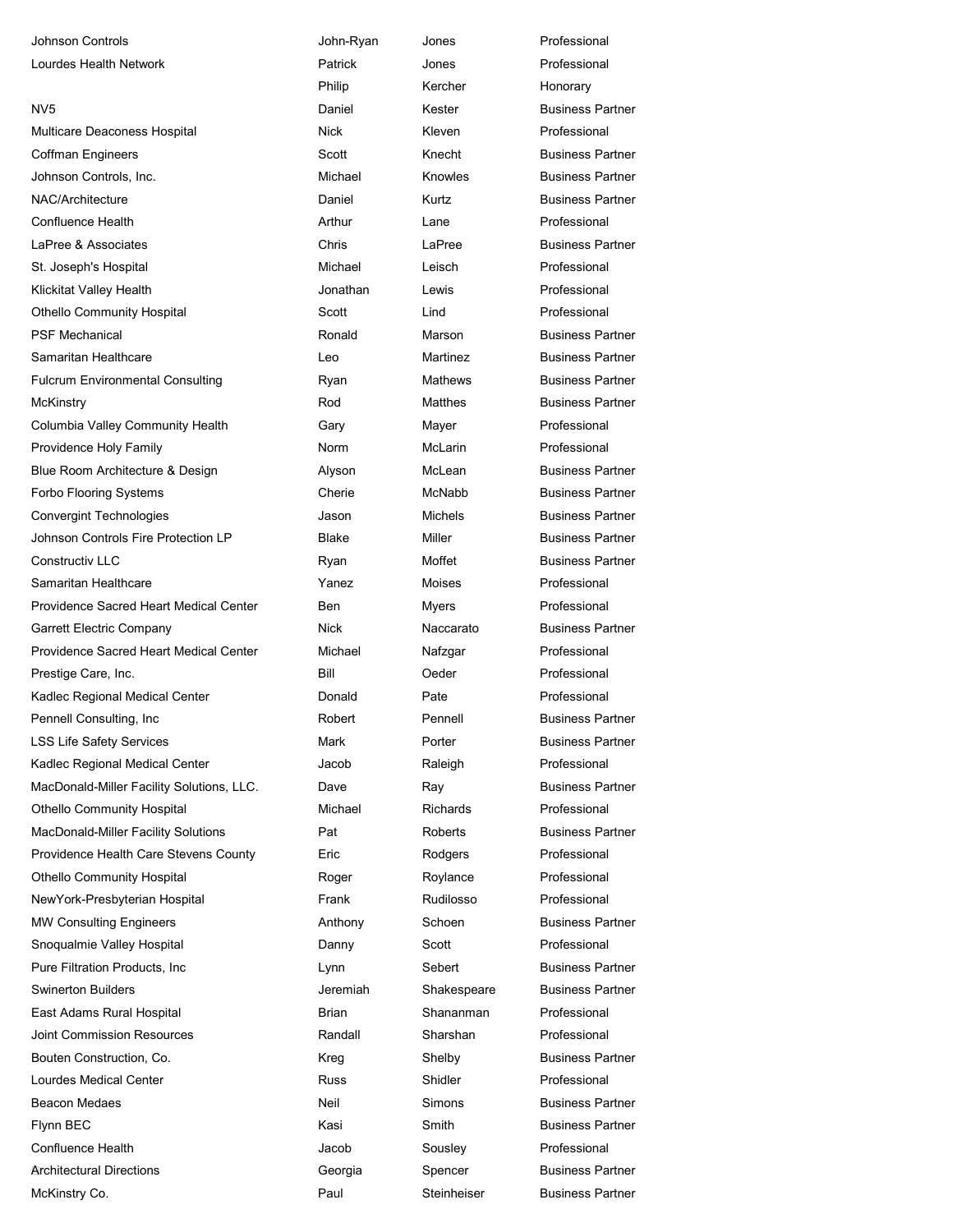| | | | |
|---|---|---|---|
| Johnson Controls | John-Ryan | Jones | Professional |
| Lourdes Health Network | Patrick | Jones | Professional |
| | Philip | Kercher | Honorary |
| NV5 | Daniel | Kester | Business Partner |
| Multicare Deaconess Hospital | Nick | Kleven | Professional |
| Coffman Engineers | Scott | Knecht | Business Partner |
| Johnson Controls, Inc. | Michael | Knowles | Business Partner |
| NAC/Architecture | Daniel | Kurtz | Business Partner |
| Confluence Health | Arthur | Lane | Professional |
| LaPree & Associates | Chris | LaPree | Business Partner |
| St. Joseph's Hospital | Michael | Leisch | Professional |
| Klickitat Valley Health | Jonathan | Lewis | Professional |
| Othello Community Hospital | Scott | Lind | Professional |
| PSF Mechanical | Ronald | Marson | Business Partner |
| Samaritan Healthcare | Leo | Martinez | Business Partner |
| Fulcrum Environmental Consulting | Ryan | Mathews | Business Partner |
| McKinstry | Rod | Matthes | Business Partner |
| Columbia Valley Community Health | Gary | Mayer | Professional |
| Providence Holy Family | Norm | McLarin | Professional |
| Blue Room Architecture & Design | Alyson | McLean | Business Partner |
| Forbo Flooring Systems | Cherie | McNabb | Business Partner |
| Convergint Technologies | Jason | Michels | Business Partner |
| Johnson Controls Fire Protection LP | Blake | Miller | Business Partner |
| Constructiv LLC | Ryan | Moffet | Business Partner |
| Samaritan Healthcare | Yanez | Moises | Professional |
| Providence Sacred Heart Medical Center | Ben | Myers | Professional |
| Garrett Electric Company | Nick | Naccarato | Business Partner |
| Providence Sacred Heart Medical Center | Michael | Nafzgar | Professional |
| Prestige Care, Inc. | Bill | Oeder | Professional |
| Kadlec Regional Medical Center | Donald | Pate | Professional |
| Pennell Consulting, Inc | Robert | Pennell | Business Partner |
| LSS Life Safety Services | Mark | Porter | Business Partner |
| Kadlec Regional Medical Center | Jacob | Raleigh | Professional |
| MacDonald-Miller Facility Solutions, LLC. | Dave | Ray | Business Partner |
| Othello Community Hospital | Michael | Richards | Professional |
| MacDonald-Miller Facility Solutions | Pat | Roberts | Business Partner |
| Providence Health Care Stevens County | Eric | Rodgers | Professional |
| Othello Community Hospital | Roger | Roylance | Professional |
| NewYork-Presbyterian Hospital | Frank | Rudilosso | Professional |
| MW Consulting Engineers | Anthony | Schoen | Business Partner |
| Snoqualmie Valley Hospital | Danny | Scott | Professional |
| Pure Filtration Products, Inc | Lynn | Sebert | Business Partner |
| Swinerton Builders | Jeremiah | Shakespeare | Business Partner |
| East Adams Rural Hospital | Brian | Shananman | Professional |
| Joint Commission Resources | Randall | Sharshan | Professional |
| Bouten Construction, Co. | Kreg | Shelby | Business Partner |
| Lourdes Medical Center | Russ | Shidler | Professional |
| Beacon Medaes | Neil | Simons | Business Partner |
| Flynn BEC | Kasi | Smith | Business Partner |
| Confluence Health | Jacob | Sousley | Professional |
| Architectural Directions | Georgia | Spencer | Business Partner |
| McKinstry Co. | Paul | Steinheiser | Business Partner |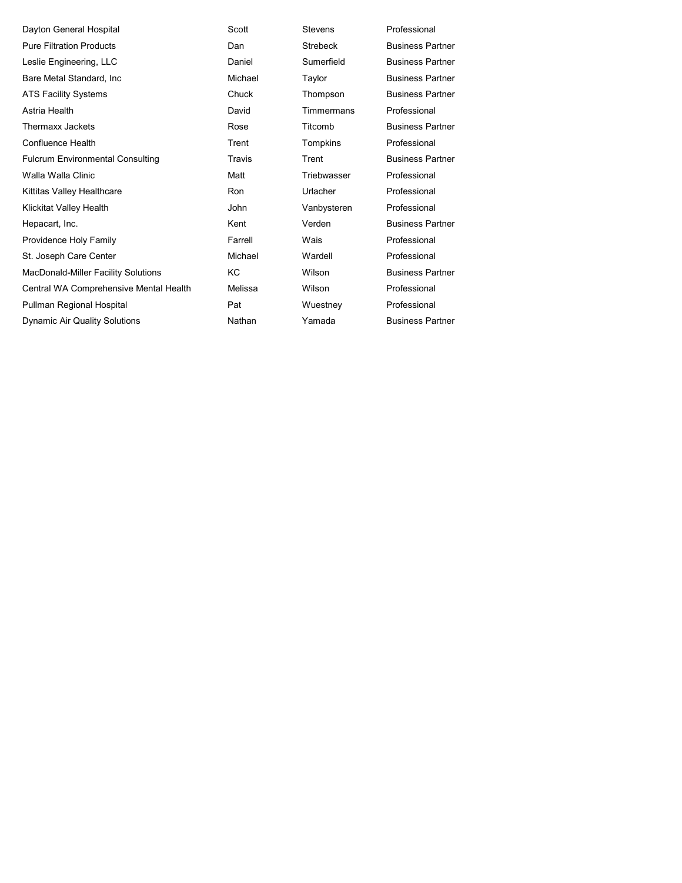| | | | |
|---|---|---|---|
| Dayton General Hospital | Scott | Stevens | Professional |
| Pure Filtration Products | Dan | Strebeck | Business Partner |
| Leslie Engineering, LLC | Daniel | Sumerfield | Business Partner |
| Bare Metal Standard, Inc | Michael | Taylor | Business Partner |
| ATS Facility Systems | Chuck | Thompson | Business Partner |
| Astria Health | David | Timmermans | Professional |
| Thermaxx Jackets | Rose | Titcomb | Business Partner |
| Confluence Health | Trent | Tompkins | Professional |
| Fulcrum Environmental Consulting | Travis | Trent | Business Partner |
| Walla Walla Clinic | Matt | Triebwasser | Professional |
| Kittitas Valley Healthcare | Ron | Urlacher | Professional |
| Klickitat Valley Health | John | Vanbysteren | Professional |
| Hepacart, Inc. | Kent | Verden | Business Partner |
| Providence Holy Family | Farrell | Wais | Professional |
| St. Joseph Care Center | Michael | Wardell | Professional |
| MacDonald-Miller Facility Solutions | KC | Wilson | Business Partner |
| Central WA Comprehensive Mental Health | Melissa | Wilson | Professional |
| Pullman Regional Hospital | Pat | Wuestney | Professional |
| Dynamic Air Quality Solutions | Nathan | Yamada | Business Partner |